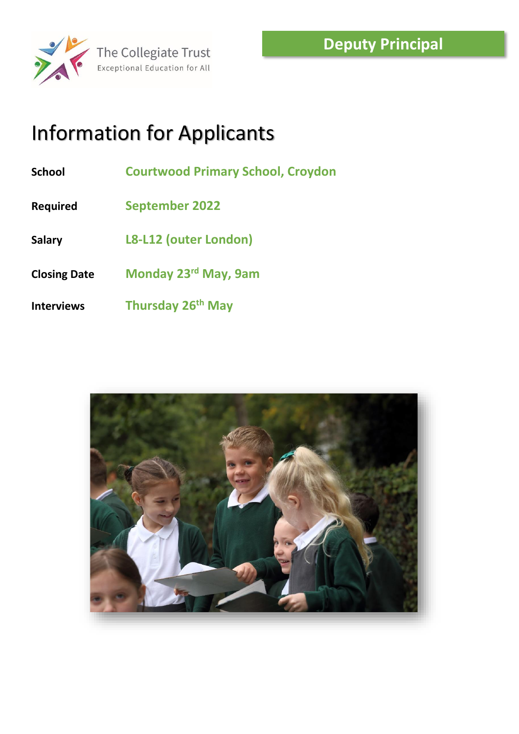The Collegiate Trust
Exceptional Education for All

**Deputy Principal**

# Information for Applicants

| | |
|---|---|
| **School** | **Courtwood Primary School, Croydon** |
| **Required** | **September 2022** |
| **Salary** | **L8-L12 (outer London)** |
| **Closing Date** | **Monday 23rd May, 9am** |
| **Interviews** | **Thursday 26th May** |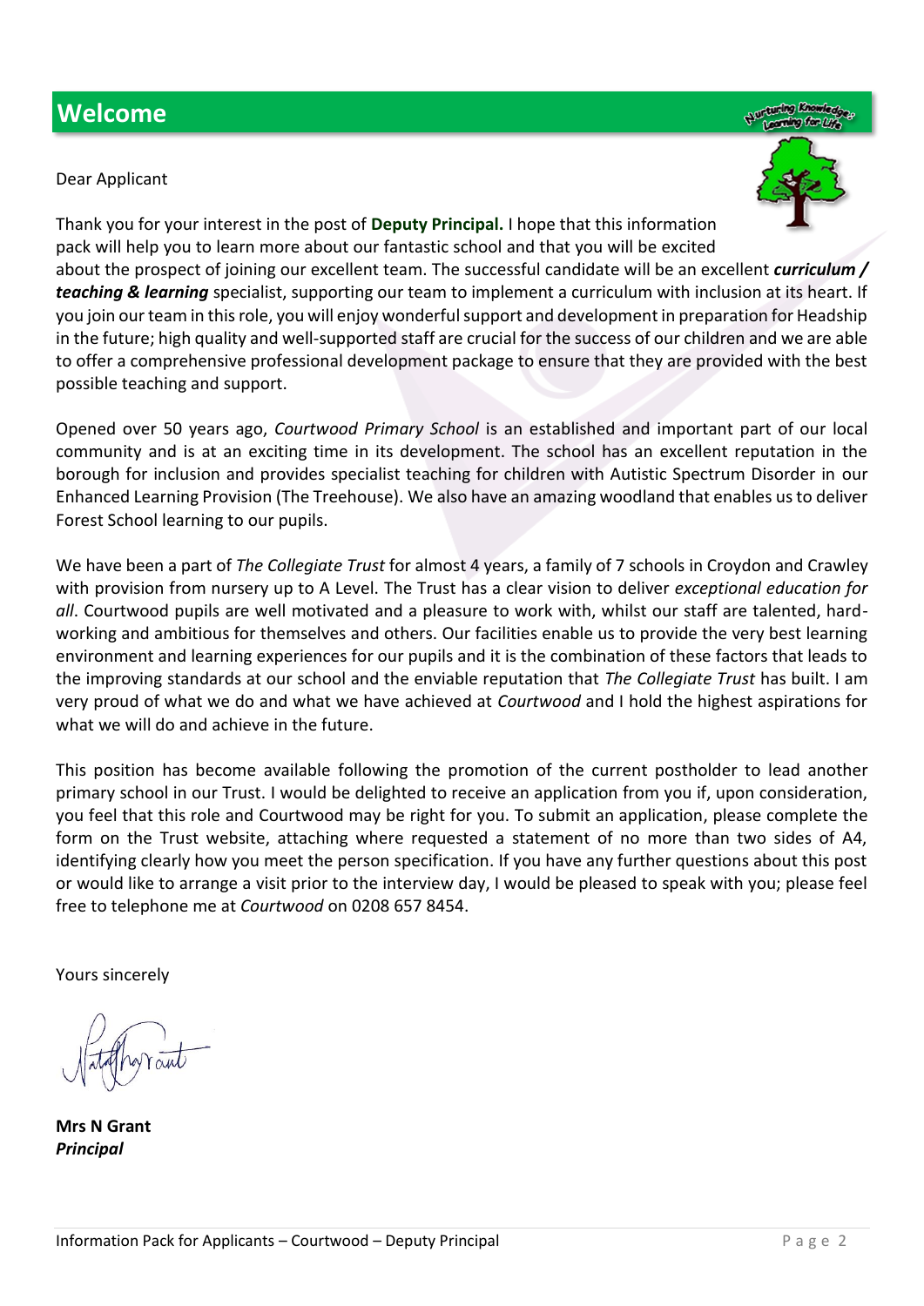# Welcome

Dear Applicant

Thank you for your interest in the post of **Deputy Principal.** I hope that this information pack will help you to learn more about our fantastic school and that you will be excited about the prospect of joining our excellent team. The successful candidate will be an excellent ***curriculum / teaching & learning*** specialist, supporting our team to implement a curriculum with inclusion at its heart. If you join our team in this role, you will enjoy wonderful support and development in preparation for Headship in the future; high quality and well-supported staff are crucial for the success of our children and we are able to offer a comprehensive professional development package to ensure that they are provided with the best possible teaching and support.

Opened over 50 years ago, *Courtwood Primary School* is an established and important part of our local community and is at an exciting time in its development. The school has an excellent reputation in the borough for inclusion and provides specialist teaching for children with Autistic Spectrum Disorder in our Enhanced Learning Provision (The Treehouse). We also have an amazing woodland that enables us to deliver Forest School learning to our pupils.

We have been a part of *The Collegiate Trust* for almost 4 years, a family of 7 schools in Croydon and Crawley with provision from nursery up to A Level. The Trust has a clear vision to deliver *exceptional education for all*. Courtwood pupils are well motivated and a pleasure to work with, whilst our staff are talented, hard-working and ambitious for themselves and others. Our facilities enable us to provide the very best learning environment and learning experiences for our pupils and it is the combination of these factors that leads to the improving standards at our school and the enviable reputation that *The Collegiate Trust* has built. I am very proud of what we do and what we have achieved at *Courtwood* and I hold the highest aspirations for what we will do and achieve in the future.

This position has become available following the promotion of the current postholder to lead another primary school in our Trust. I would be delighted to receive an application from you if, upon consideration, you feel that this role and Courtwood may be right for you. To submit an application, please complete the form on the Trust website, attaching where requested a statement of no more than two sides of A4, identifying clearly how you meet the person specification. If you have any further questions about this post or would like to arrange a visit prior to the interview day, I would be pleased to speak with you; please feel free to telephone me at *Courtwood* on 0208 657 8454.

Yours sincerely

**Mrs N Grant**
***Principal***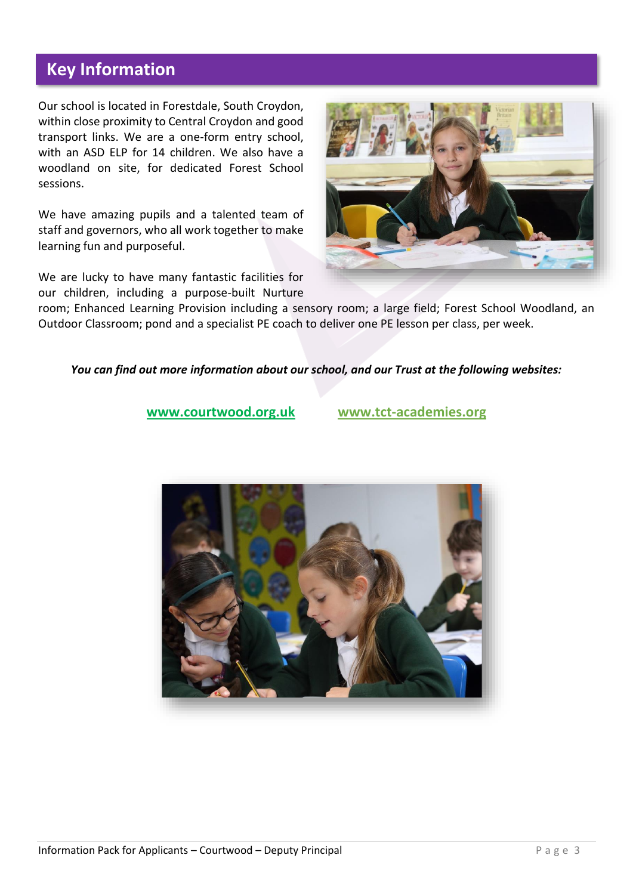## Key Information

Our school is located in Forestdale, South Croydon, within close proximity to Central Croydon and good transport links. We are a one-form entry school, with an ASD ELP for 14 children. We also have a woodland on site, for dedicated Forest School sessions.

We have amazing pupils and a talented team of staff and governors, who all work together to make learning fun and purposeful.

We are lucky to have many fantastic facilities for our children, including a purpose-built Nurture room; Enhanced Learning Provision including a sensory room; a large field; Forest School Woodland, an Outdoor Classroom; pond and a specialist PE coach to deliver one PE lesson per class, per week.

***You can find out more information about our school, and our Trust at the following websites:***

**www.courtwood.org.uk** **www.tct-academies.org**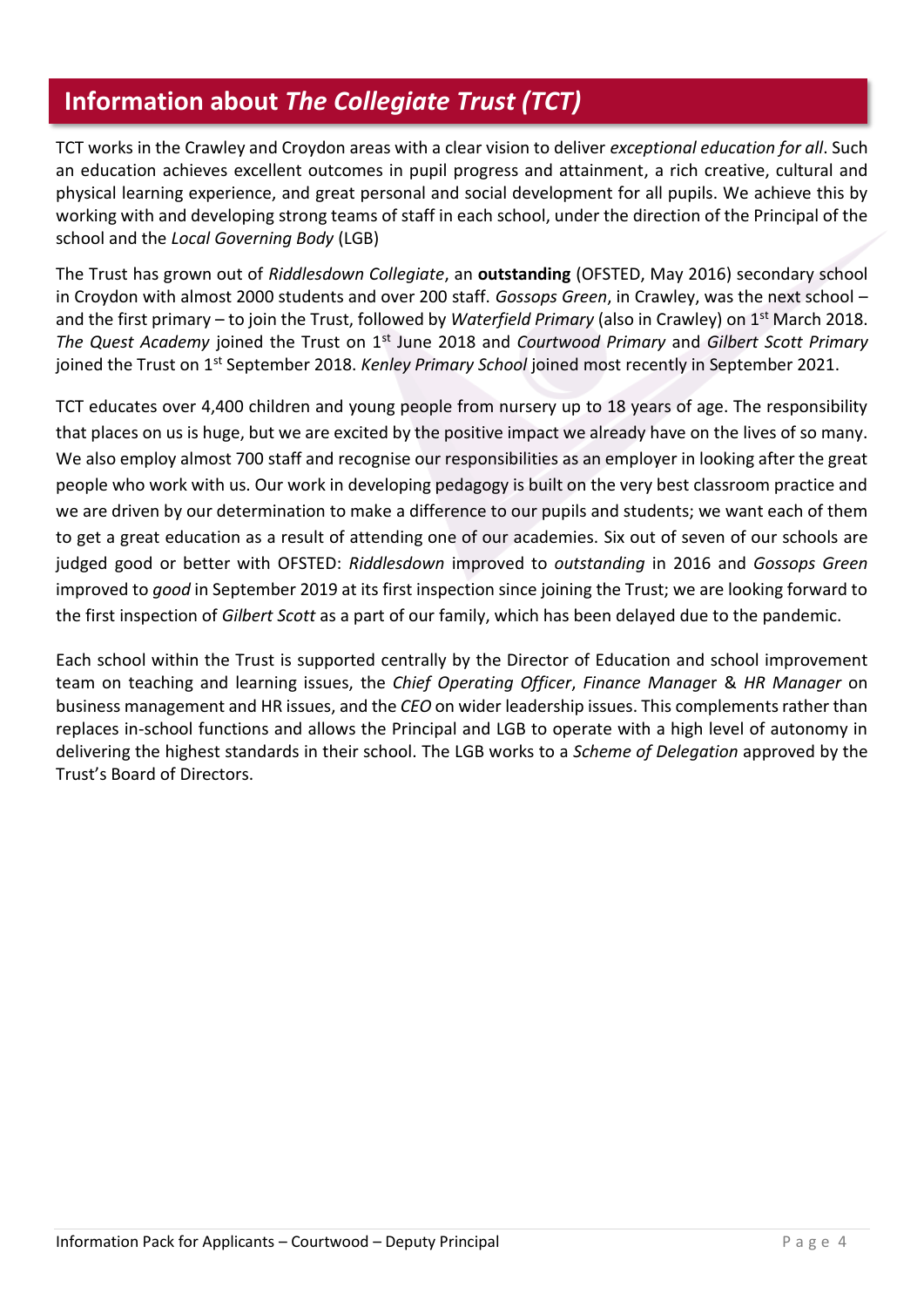## Information about *The Collegiate Trust (TCT)*

TCT works in the Crawley and Croydon areas with a clear vision to deliver *exceptional education for all*. Such an education achieves excellent outcomes in pupil progress and attainment, a rich creative, cultural and physical learning experience, and great personal and social development for all pupils. We achieve this by working with and developing strong teams of staff in each school, under the direction of the Principal of the school and the *Local Governing Body* (LGB)

The Trust has grown out of *Riddlesdown Collegiate*, an **outstanding** (OFSTED, May 2016) secondary school in Croydon with almost 2000 students and over 200 staff. *Gossops Green*, in Crawley, was the next school – and the first primary – to join the Trust, followed by *Waterfield Primary* (also in Crawley) on 1st March 2018. *The Quest Academy* joined the Trust on 1st June 2018 and *Courtwood Primary* and *Gilbert Scott Primary* joined the Trust on 1st September 2018. *Kenley Primary School* joined most recently in September 2021.

TCT educates over 4,400 children and young people from nursery up to 18 years of age. The responsibility that places on us is huge, but we are excited by the positive impact we already have on the lives of so many. We also employ almost 700 staff and recognise our responsibilities as an employer in looking after the great people who work with us. Our work in developing pedagogy is built on the very best classroom practice and we are driven by our determination to make a difference to our pupils and students; we want each of them to get a great education as a result of attending one of our academies. Six out of seven of our schools are judged good or better with OFSTED: *Riddlesdown* improved to *outstanding* in 2016 and *Gossops Green* improved to *good* in September 2019 at its first inspection since joining the Trust; we are looking forward to the first inspection of *Gilbert Scott* as a part of our family, which has been delayed due to the pandemic.

Each school within the Trust is supported centrally by the Director of Education and school improvement team on teaching and learning issues, the *Chief Operating Officer*, *Finance Manager* & *HR Manager* on business management and HR issues, and the *CEO* on wider leadership issues. This complements rather than replaces in-school functions and allows the Principal and LGB to operate with a high level of autonomy in delivering the highest standards in their school. The LGB works to a *Scheme of Delegation* approved by the Trust's Board of Directors.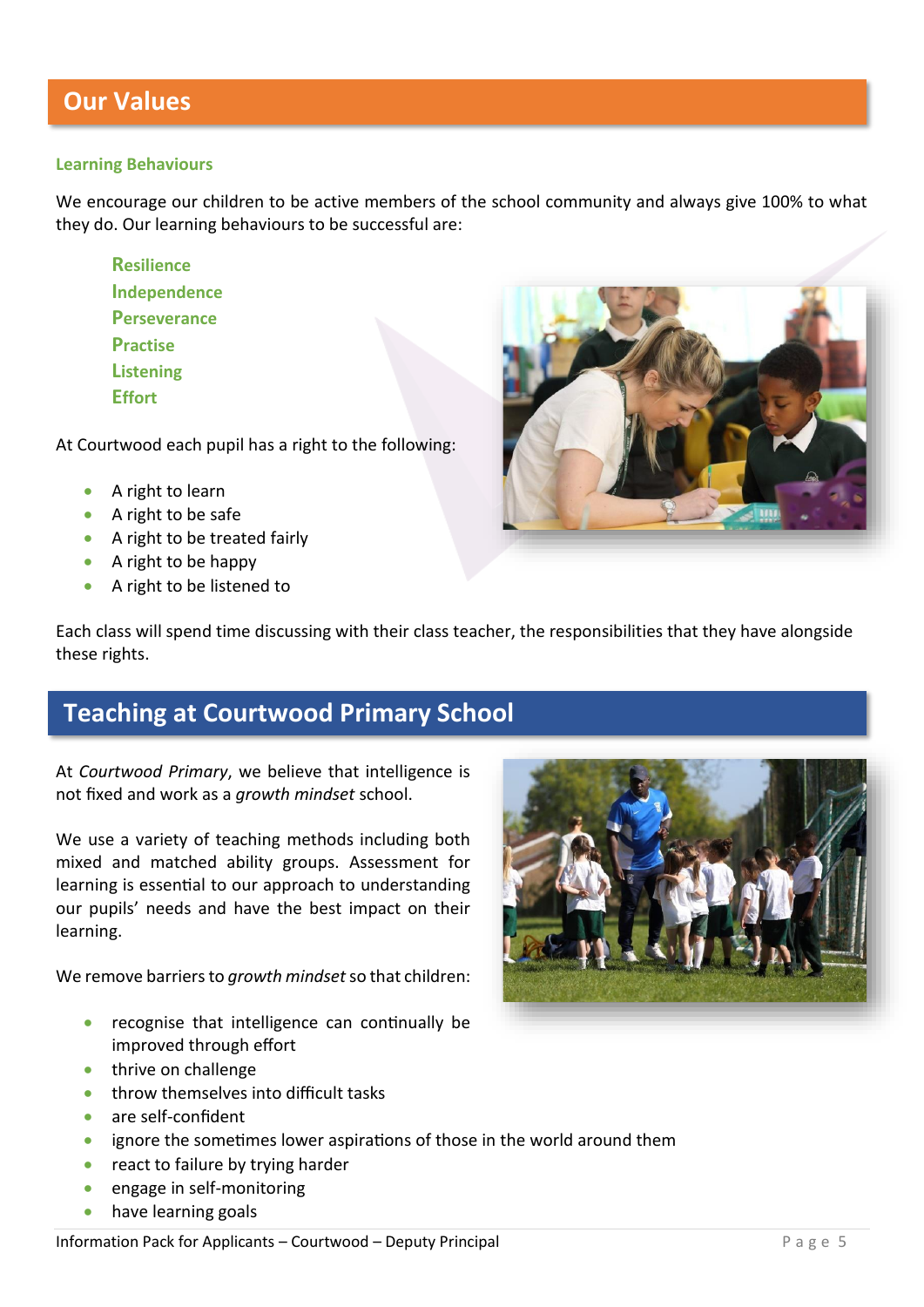## Our Values

### Learning Behaviours

We encourage our children to be active members of the school community and always give 100% to what they do. Our learning behaviours to be successful are:

**Resilience**
**Independence**
**Perseverance**
**Practise**
**Listening**
**Effort**

At Courtwood each pupil has a right to the following:

- A right to learn
- A right to be safe
- A right to be treated fairly
- A right to be happy
- A right to be listened to

Each class will spend time discussing with their class teacher, the responsibilities that they have alongside these rights.

## Teaching at Courtwood Primary School

At *Courtwood Primary*, we believe that intelligence is not fixed and work as a *growth mindset* school.

We use a variety of teaching methods including both mixed and matched ability groups. Assessment for learning is essential to our approach to understanding our pupils' needs and have the best impact on their learning.

We remove barriers to *growth mindset* so that children:

- recognise that intelligence can continually be improved through effort
- thrive on challenge
- throw themselves into difficult tasks
- are self-confident
- ignore the sometimes lower aspirations of those in the world around them
- react to failure by trying harder
- engage in self-monitoring
- have learning goals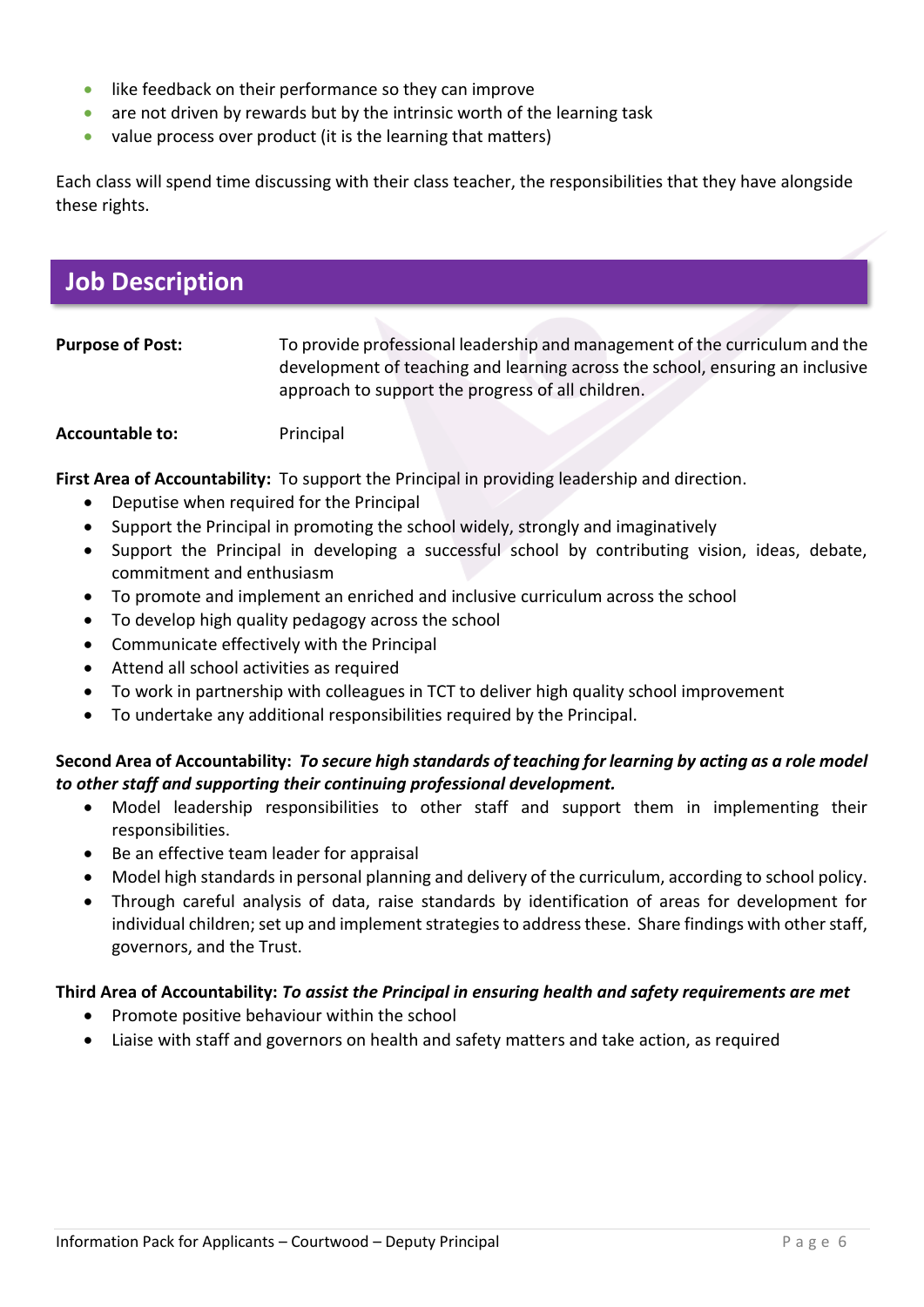- like feedback on their performance so they can improve
- are not driven by rewards but by the intrinsic worth of the learning task
- value process over product (it is the learning that matters)

Each class will spend time discussing with their class teacher, the responsibilities that they have alongside these rights.

## Job Description

**Purpose of Post:** To provide professional leadership and management of the curriculum and the development of teaching and learning across the school, ensuring an inclusive approach to support the progress of all children.

**Accountable to:** Principal

**First Area of Accountability:** To support the Principal in providing leadership and direction.

- Deputise when required for the Principal
- Support the Principal in promoting the school widely, strongly and imaginatively
- Support the Principal in developing a successful school by contributing vision, ideas, debate, commitment and enthusiasm
- To promote and implement an enriched and inclusive curriculum across the school
- To develop high quality pedagogy across the school
- Communicate effectively with the Principal
- Attend all school activities as required
- To work in partnership with colleagues in TCT to deliver high quality school improvement
- To undertake any additional responsibilities required by the Principal.

**Second Area of Accountability:** ***To secure high standards of teaching for learning by acting as a role model to other staff and supporting their continuing professional development.***

- Model leadership responsibilities to other staff and support them in implementing their responsibilities.
- Be an effective team leader for appraisal
- Model high standards in personal planning and delivery of the curriculum, according to school policy.
- Through careful analysis of data, raise standards by identification of areas for development for individual children; set up and implement strategies to address these. Share findings with other staff, governors, and the Trust.

**Third Area of Accountability:** ***To assist the Principal in ensuring health and safety requirements are met***

- Promote positive behaviour within the school
- Liaise with staff and governors on health and safety matters and take action, as required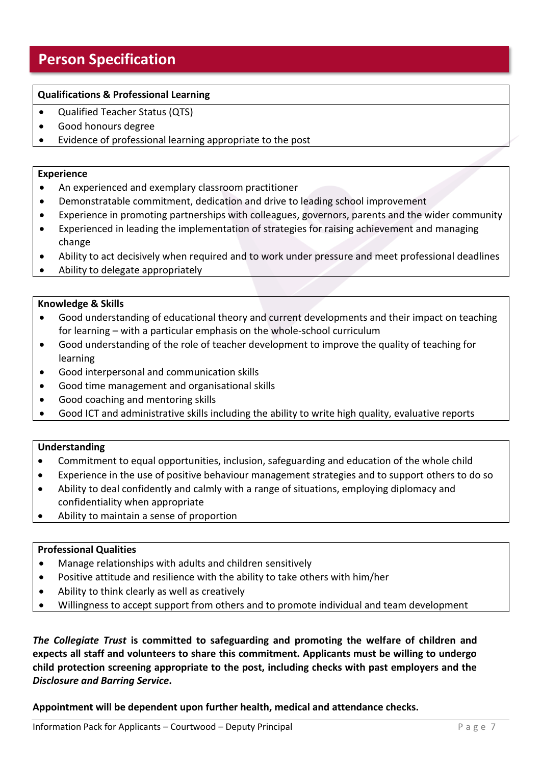# Person Specification

### Qualifications & Professional Learning

- Qualified Teacher Status (QTS)
- Good honours degree
- Evidence of professional learning appropriate to the post

### Experience

- An experienced and exemplary classroom practitioner
- Demonstratable commitment, dedication and drive to leading school improvement
- Experience in promoting partnerships with colleagues, governors, parents and the wider community
- Experienced in leading the implementation of strategies for raising achievement and managing change
- Ability to act decisively when required and to work under pressure and meet professional deadlines
- Ability to delegate appropriately

### Knowledge & Skills

- Good understanding of educational theory and current developments and their impact on teaching for learning – with a particular emphasis on the whole-school curriculum
- Good understanding of the role of teacher development to improve the quality of teaching for learning
- Good interpersonal and communication skills
- Good time management and organisational skills
- Good coaching and mentoring skills
- Good ICT and administrative skills including the ability to write high quality, evaluative reports

### Understanding

- Commitment to equal opportunities, inclusion, safeguarding and education of the whole child
- Experience in the use of positive behaviour management strategies and to support others to do so
- Ability to deal confidently and calmly with a range of situations, employing diplomacy and confidentiality when appropriate
- Ability to maintain a sense of proportion

### Professional Qualities

- Manage relationships with adults and children sensitively
- Positive attitude and resilience with the ability to take others with him/her
- Ability to think clearly as well as creatively
- Willingness to accept support from others and to promote individual and team development

***The Collegiate Trust* is committed to safeguarding and promoting the welfare of children and expects all staff and volunteers to share this commitment. Applicants must be willing to undergo child protection screening appropriate to the post, including checks with past employers and the *Disclosure and Barring Service*.**

**Appointment will be dependent upon further health, medical and attendance checks.**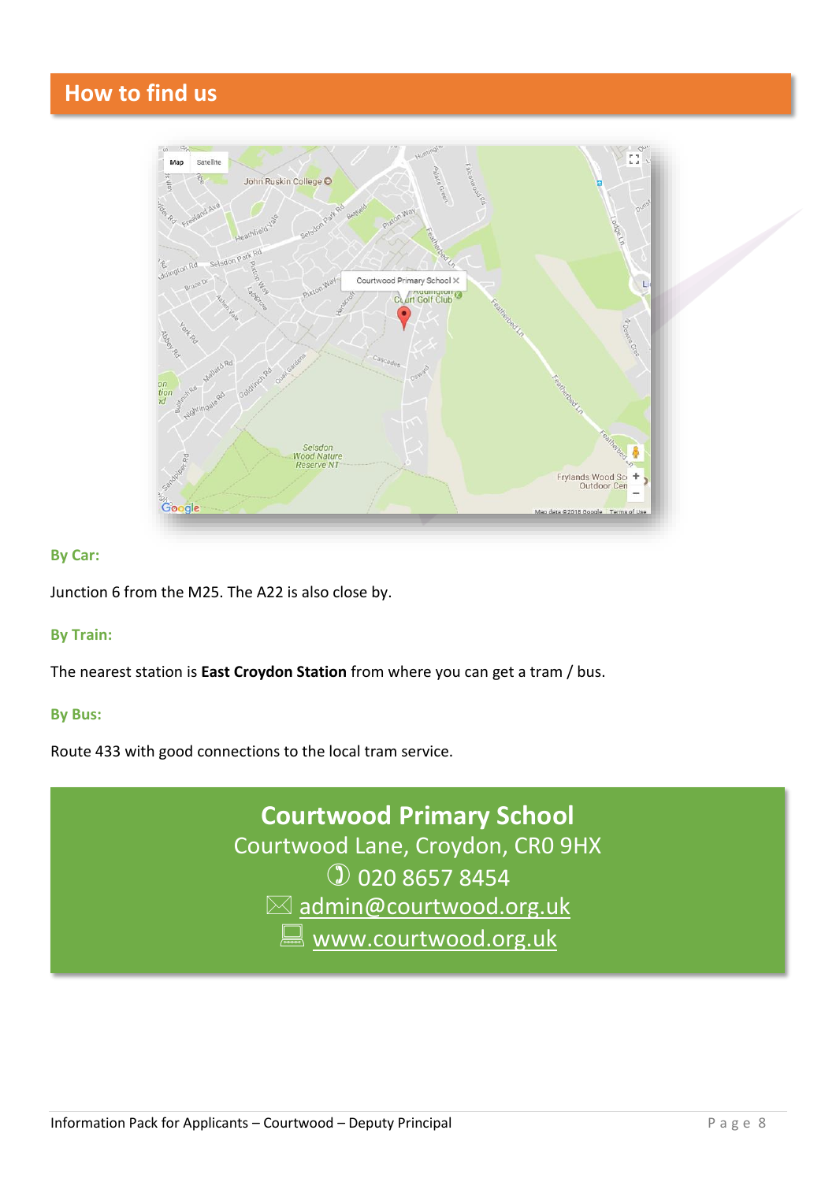## How to find us

**By Car:**

Junction 6 from the M25. The A22 is also close by.

**By Train:**

The nearest station is **East Croydon Station** from where you can get a tram / bus.

**By Bus:**

Route 433 with good connections to the local tram service.

**Courtwood Primary School**

Courtwood Lane, Croydon, CR0 9HX

020 8657 8454

admin@courtwood.org.uk

www.courtwood.org.uk